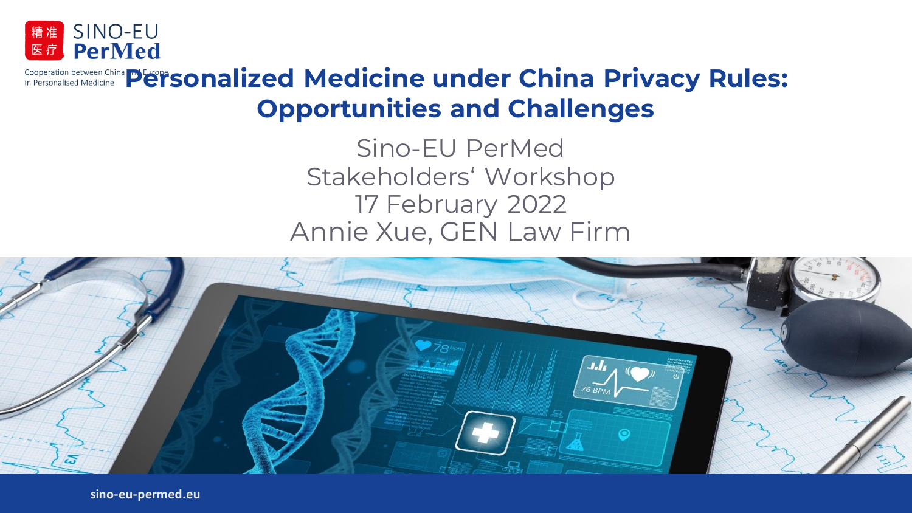精准医疗 SINO-EU PerMed

Cooperation between China and Europe in Personalised Medicine

# Personalized Medicine under China Privacy Rules: Opportunities and Challenges

Sino-EU PerMed
Stakeholders‘ Workshop
17 February 2022
Annie Xue, GEN Law Firm

sino-eu-permed.eu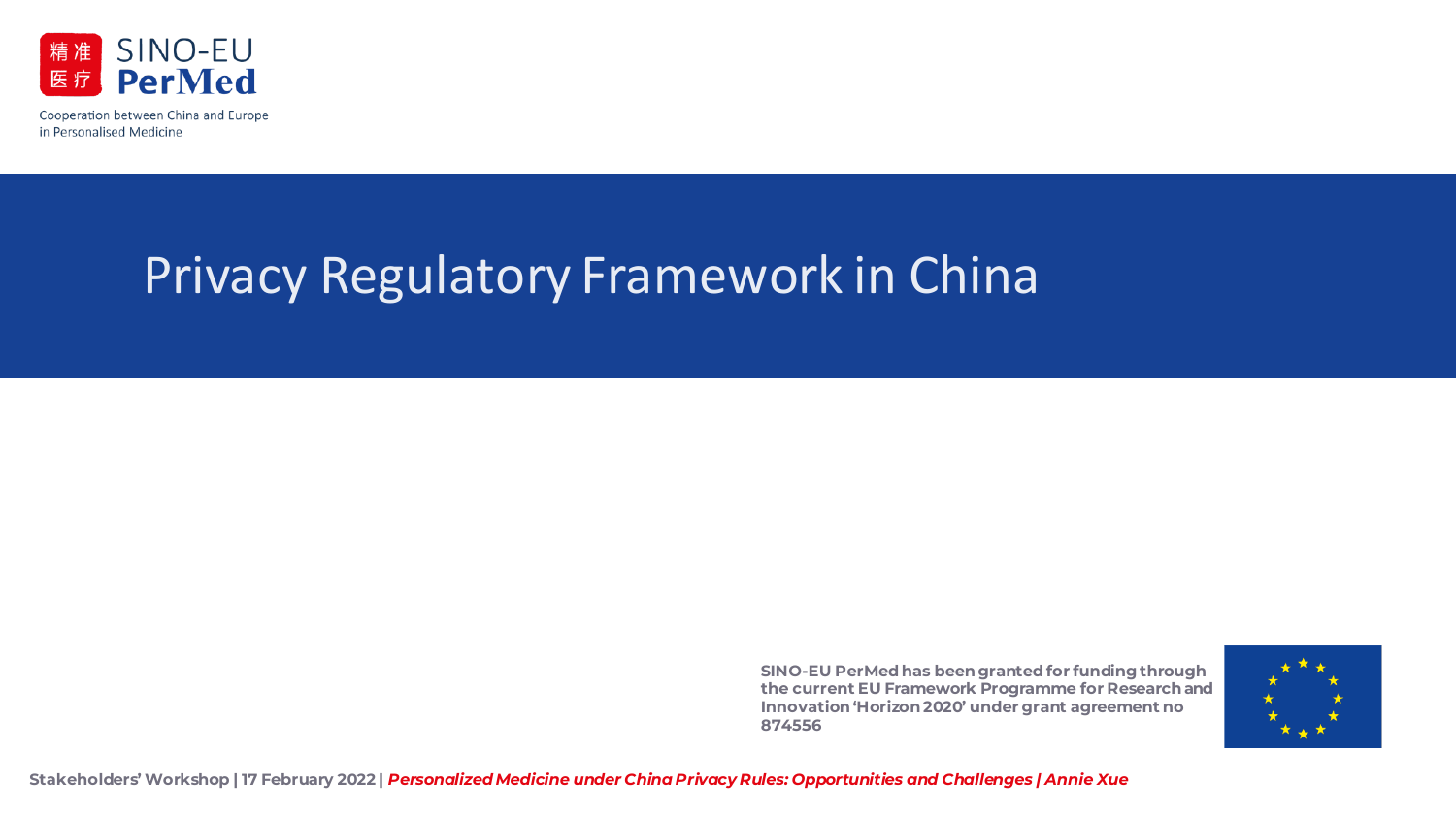Cooperation between China and Europe in Personalised Medicine

# Privacy Regulatory Framework in China

SINO-EU PerMed has been granted for funding through the current EU Framework Programme for Research and Innovation 'Horizon 2020' under grant agreement no 874556

Stakeholders' Workshop | 17 February 2022 | *Personalized Medicine under China Privacy Rules: Opportunities and Challenges | Annie Xue*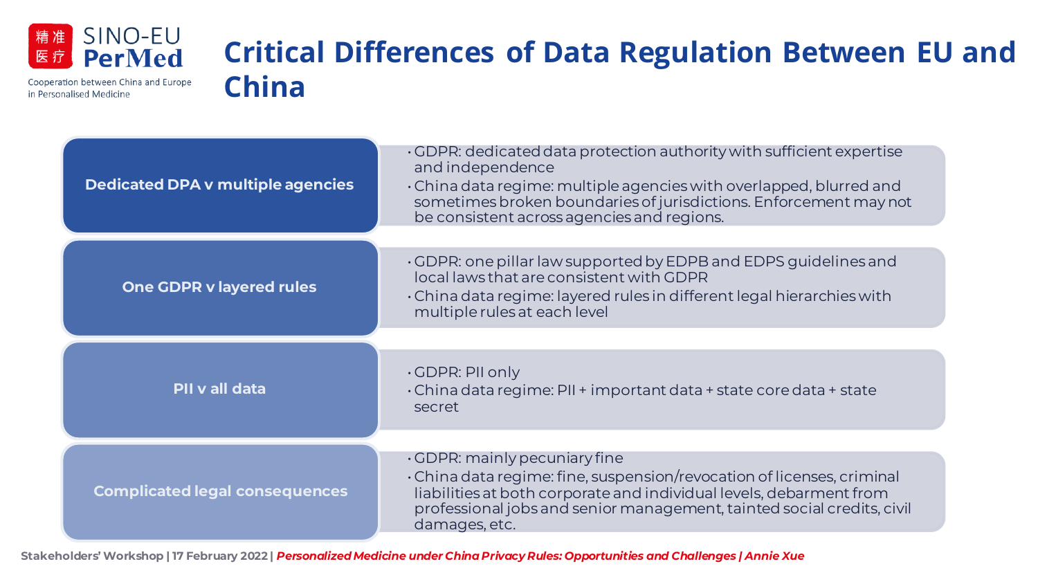# Critical Differences of Data Regulation Between EU and China

### Dedicated DPA v multiple agencies

- GDPR: dedicated data protection authority with sufficient expertise and independence
- China data regime: multiple agencies with overlapped, blurred and sometimes broken boundaries of jurisdictions. Enforcement may not be consistent across agencies and regions.

### One GDPR v layered rules

- GDPR: one pillar law supported by EDPB and EDPS guidelines and local laws that are consistent with GDPR
- China data regime: layered rules in different legal hierarchies with multiple rules at each level

### PII v all data

- GDPR: PII only
- China data regime: PII + important data + state core data + state secret

### Complicated legal consequences

- GDPR: mainly pecuniary fine
- China data regime: fine, suspension/revocation of licenses, criminal liabilities at both corporate and individual levels, debarment from professional jobs and senior management, tainted social credits, civil damages, etc.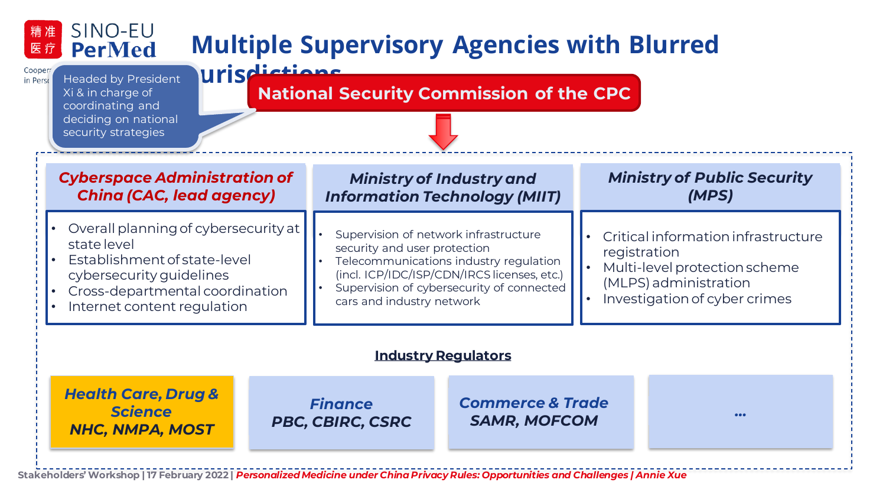# Multiple Supervisory Agencies with Blurred Jurisdictions

Headed by President Xi & in charge of coordinating and deciding on national security strategies

**National Security Commission of the CPC**

### *Cyberspace Administration of China (CAC, lead agency)*

- Overall planning of cybersecurity at state level
- Establishment of state-level cybersecurity guidelines
- Cross-departmental coordination
- Internet content regulation

### *Ministry of Industry and Information Technology (MIIT)*

- Supervision of network infrastructure security and user protection
- Telecommunications industry regulation (incl. ICP/IDC/ISP/CDN/IRCS licenses, etc.)
- Supervision of cybersecurity of connected cars and industry network

### *Ministry of Public Security (MPS)*

- Critical information infrastructure registration
- Multi-level protection scheme (MLPS) administration
- Investigation of cyber crimes

**Industry Regulators**

- ***Health Care, Drug & Science*** — ***NHC, NMPA, MOST***
- ***Finance*** — ***PBC, CBIRC, CSRC***
- ***Commerce & Trade*** — ***SAMR, MOFCOM***
- **...**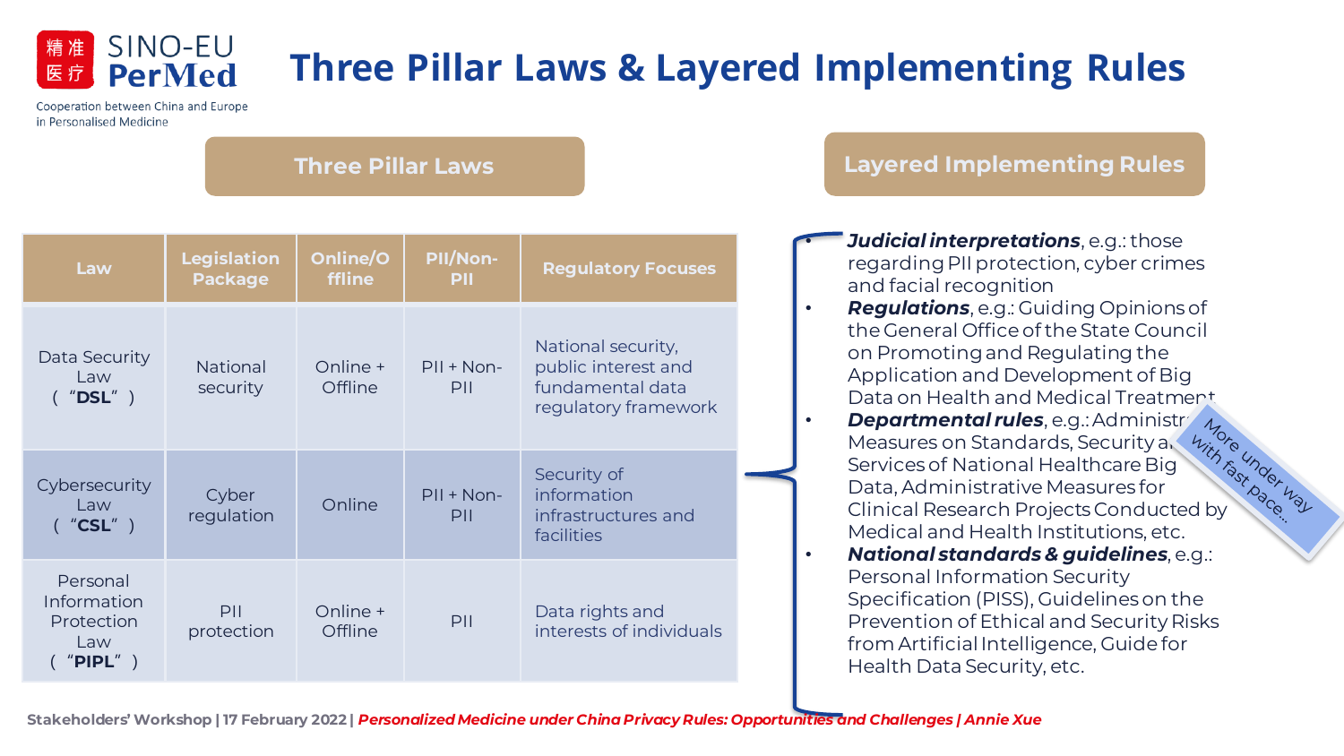# Three Pillar Laws & Layered Implementing Rules

## Three Pillar Laws

| Law | Legislation Package | Online/Offline | PII/Non-PII | Regulatory Focuses |
|---|---|---|---|---|
| Data Security Law ("**DSL**") | National security | Online + Offline | PII + Non-PII | National security, public interest and fundamental data regulatory framework |
| Cybersecurity Law ("**CSL**") | Cyber regulation | Online | PII + Non-PII | Security of information infrastructures and facilities |
| Personal Information Protection Law ("**PIPL**") | PII protection | Online + Offline | PII | Data rights and interests of individuals |

## Layered Implementing Rules

- ***Judicial interpretations***, e.g.: those regarding PII protection, cyber crimes and facial recognition
- ***Regulations***, e.g.: Guiding Opinions of the General Office of the State Council on Promoting and Regulating the Application and Development of Big Data on Health and Medical Treatment
- ***Departmental rules***, e.g.: Administrative Measures on Standards, Security and Services of National Healthcare Big Data, Administrative Measures for Clinical Research Projects Conducted by Medical and Health Institutions, etc.
- ***National standards & guidelines***, e.g.: Personal Information Security Specification (PISS), Guidelines on the Prevention of Ethical and Security Risks from Artificial Intelligence, Guide for Health Data Security, etc.

More under way with fast pace...

Stakeholders' Workshop | 17 February 2022 | *Personalized Medicine under China Privacy Rules: Opportunities and Challenges | Annie Xue*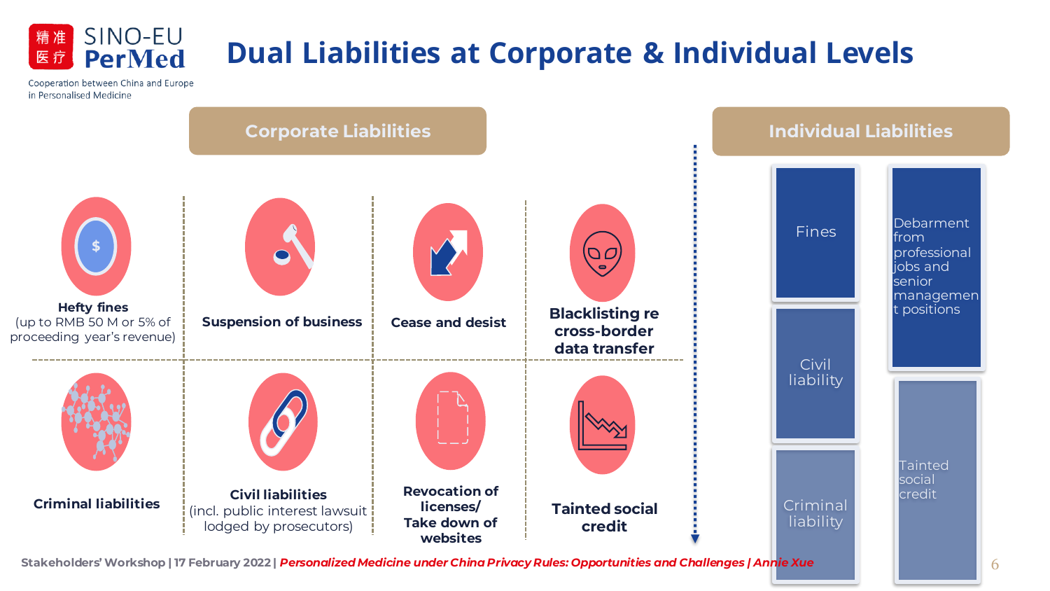# Dual Liabilities at Corporate & Individual Levels

## Corporate Liabilities

- **Hefty fines** (up to RMB 50 M or 5% of proceeding year's revenue)
- **Suspension of business**
- **Cease and desist**
- **Blacklisting re cross-border data transfer**
- **Criminal liabilities**
- **Civil liabilities** (incl. public interest lawsuit lodged by prosecutors)
- **Revocation of licenses/ Take down of websites**
- **Tainted social credit**

## Individual Liabilities

- Fines
- Civil liability
- Criminal liability
- Debarment from professional jobs and senior management positions
- Tainted social credit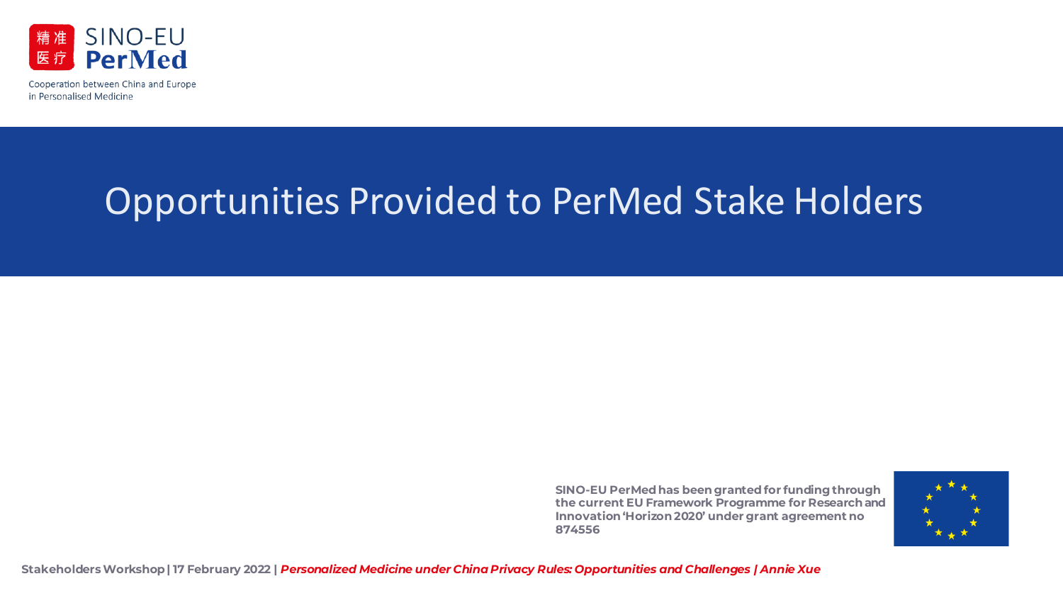# Opportunities Provided to PerMed Stake Holders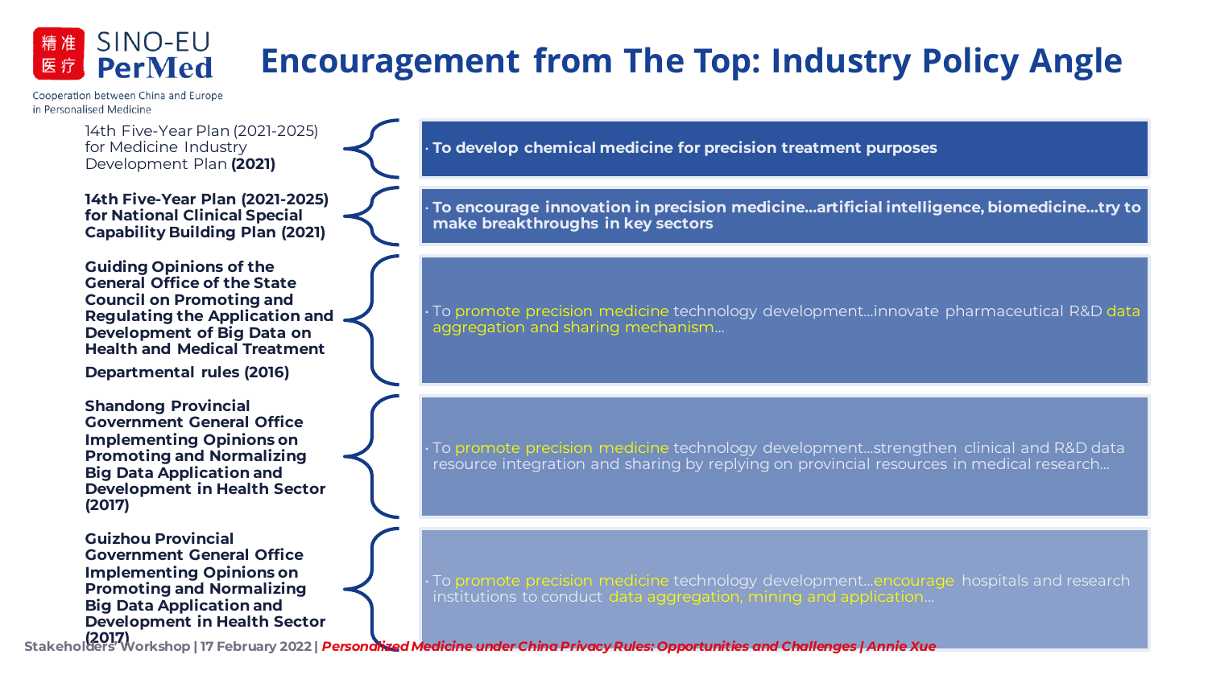# Encouragement from The Top: Industry Policy Angle

| Policy | Content |
| --- | --- |
| 14th Five-Year Plan (2021-2025) for Medicine Industry Development Plan **(2021)** | **To develop chemical medicine for precision treatment purposes** |
| **14th Five-Year Plan (2021-2025) for National Clinical Special Capability Building Plan (2021)** | **To encourage innovation in precision medicine…artificial intelligence, biomedicine…try to make breakthroughs in key sectors** |
| **Guiding Opinions of the General Office of the State Council on Promoting and Regulating the Application and Development of Big Data on Health and Medical Treatment Departmental rules (2016)** | To promote precision medicine technology development…innovate pharmaceutical R&D data aggregation and sharing mechanism… |
| **Shandong Provincial Government General Office Implementing Opinions on Promoting and Normalizing Big Data Application and Development in Health Sector (2017)** | To promote precision medicine technology development…strengthen clinical and R&D data resource integration and sharing by replying on provincial resources in medical research… |
| **Guizhou Provincial Government General Office Implementing Opinions on Promoting and Normalizing Big Data Application and Development in Health Sector (2017)** | To promote precision medicine technology development…encourage hospitals and research institutions to conduct data aggregation, mining and application… |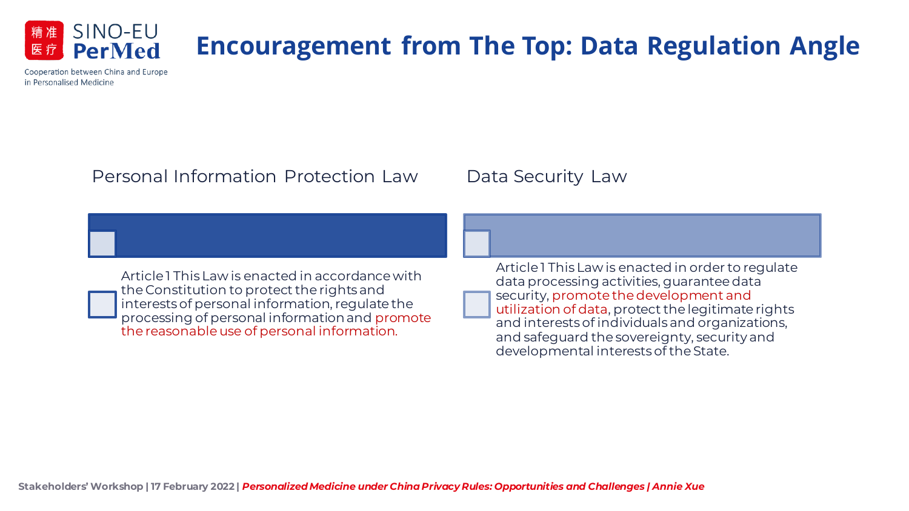# Encouragement from The Top: Data Regulation Angle

## Personal Information Protection Law

Article 1 This Law is enacted in accordance with the Constitution to protect the rights and interests of personal information, regulate the processing of personal information and promote the reasonable use of personal information.

## Data Security Law

Article 1 This Law is enacted in order to regulate data processing activities, guarantee data security, promote the development and utilization of data, protect the legitimate rights and interests of individuals and organizations, and safeguard the sovereignty, security and developmental interests of the State.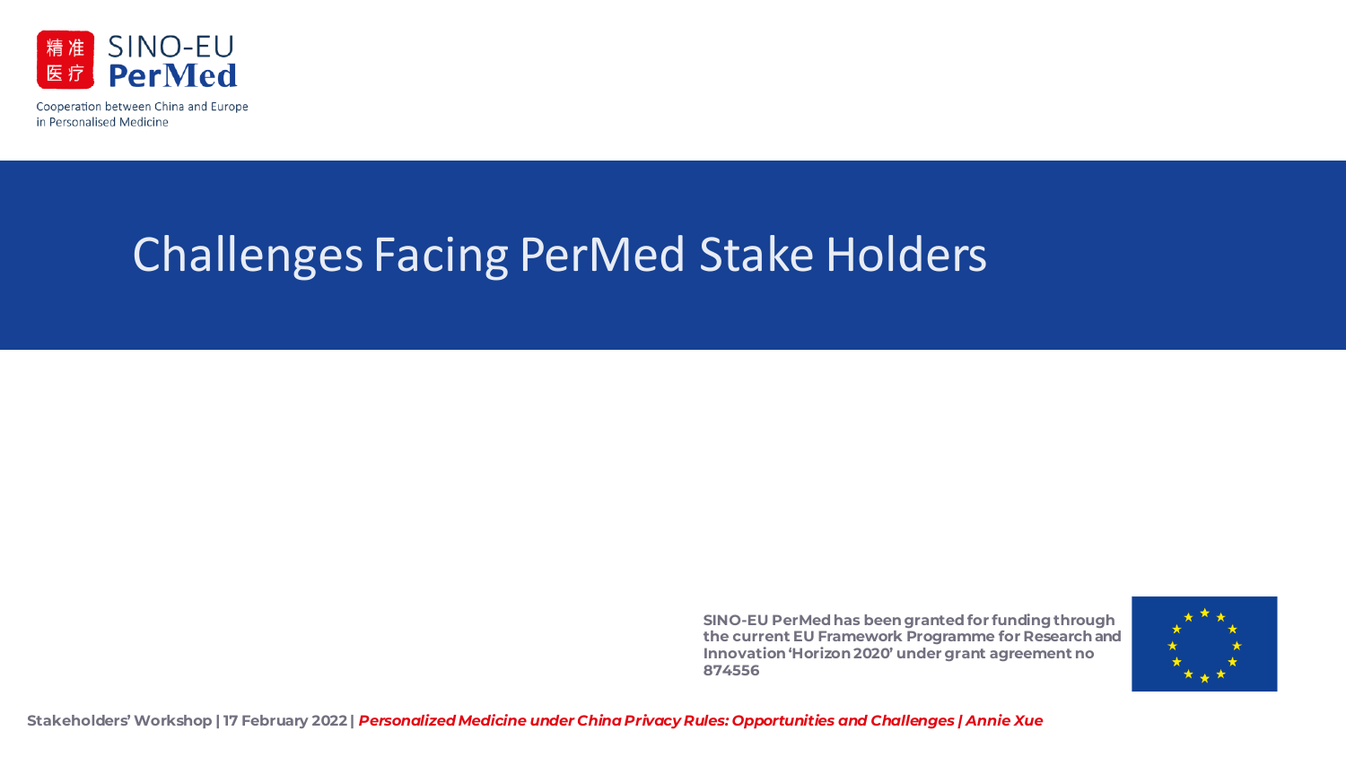# Challenges Facing PerMed Stake Holders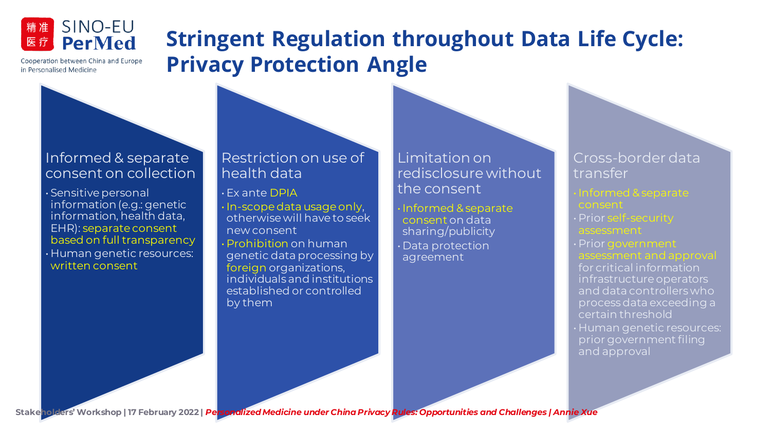# Stringent Regulation throughout Data Life Cycle: Privacy Protection Angle

## Informed & separate consent on collection

- Sensitive personal information (e.g.: genetic information, health data, EHR): separate consent based on full transparency
- Human genetic resources: written consent

## Restriction on use of health data

- Ex ante DPIA
- In-scope data usage only, otherwise will have to seek new consent
- Prohibition on human genetic data processing by foreign organizations, individuals and institutions established or controlled by them

## Limitation on redisclosure without the consent

- Informed & separate consent on data sharing/publicity
- Data protection agreement

## Cross-border data transfer

- Informed & separate consent
- Prior self-security assessment
- Prior government assessment and approval for critical information infrastructure operators and data controllers who process data exceeding a certain threshold
- Human genetic resources: prior government filing and approval

Stakeholders' Workshop | 17 February 2022 | *Personalized Medicine under China Privacy Rules: Opportunities and Challenges | Annie Xue*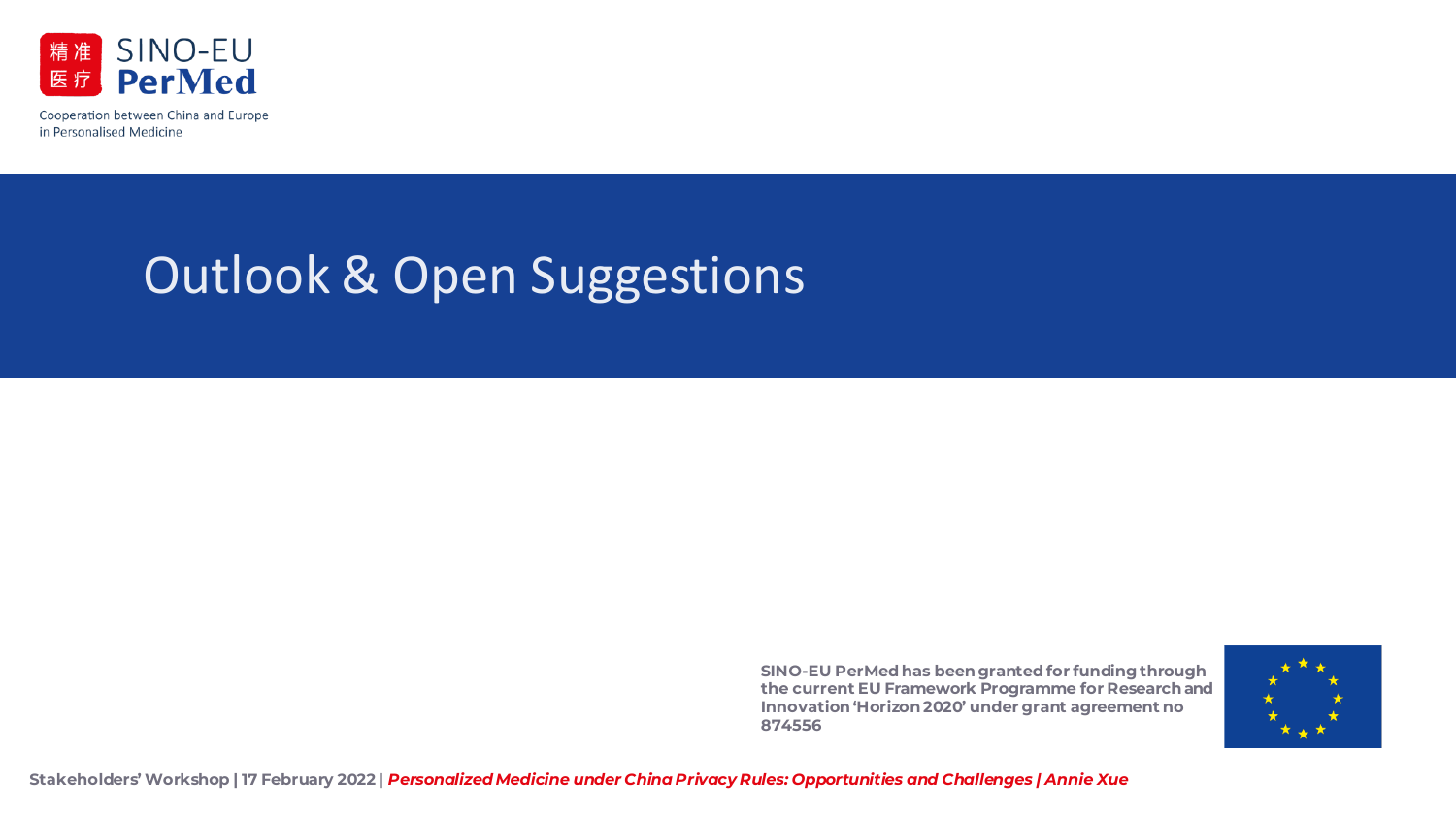# Outlook & Open Suggestions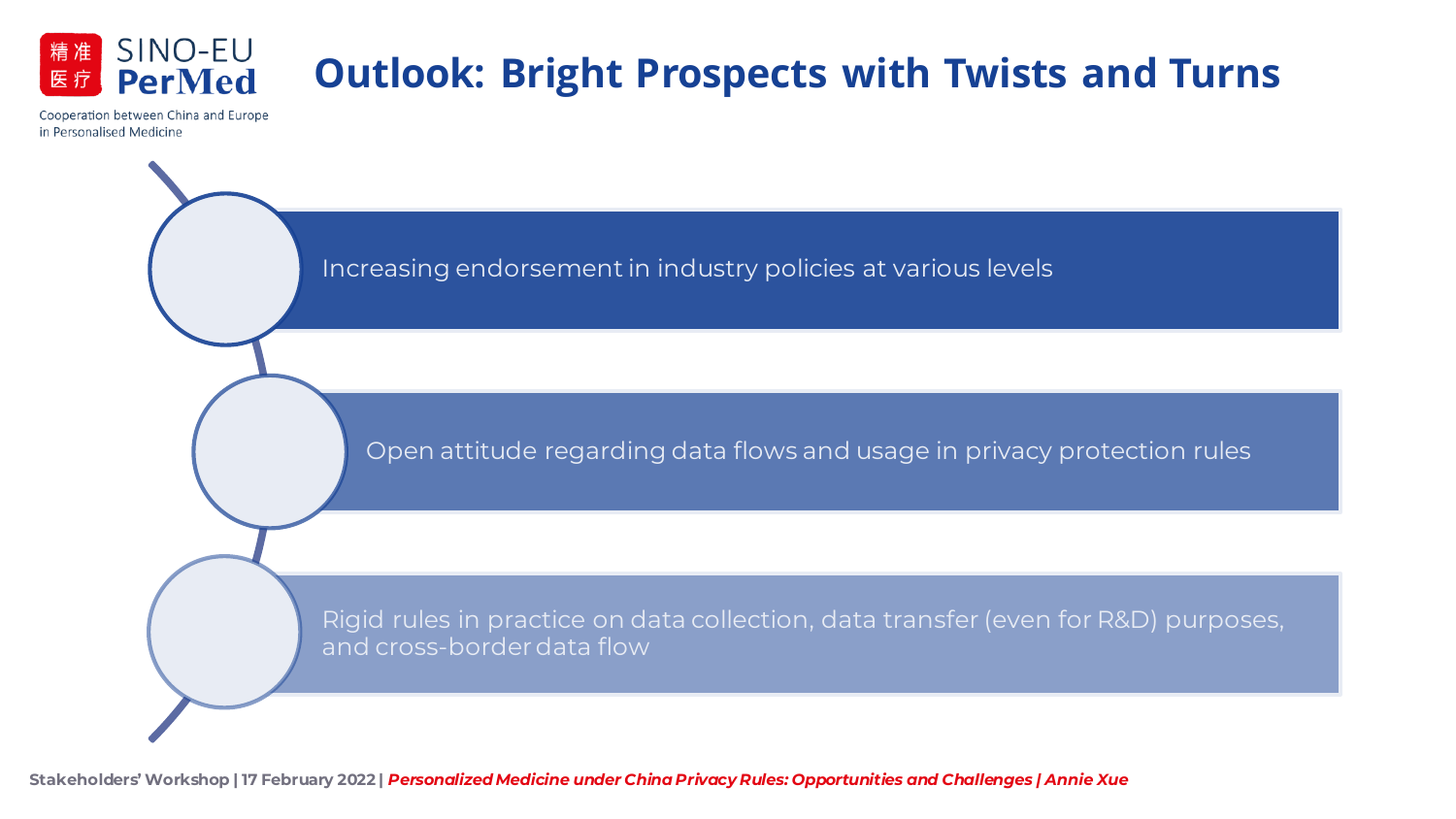# Outlook: Bright Prospects with Twists and Turns

- Increasing endorsement in industry policies at various levels
- Open attitude regarding data flows and usage in privacy protection rules
- Rigid rules in practice on data collection, data transfer (even for R&D) purposes, and cross-border data flow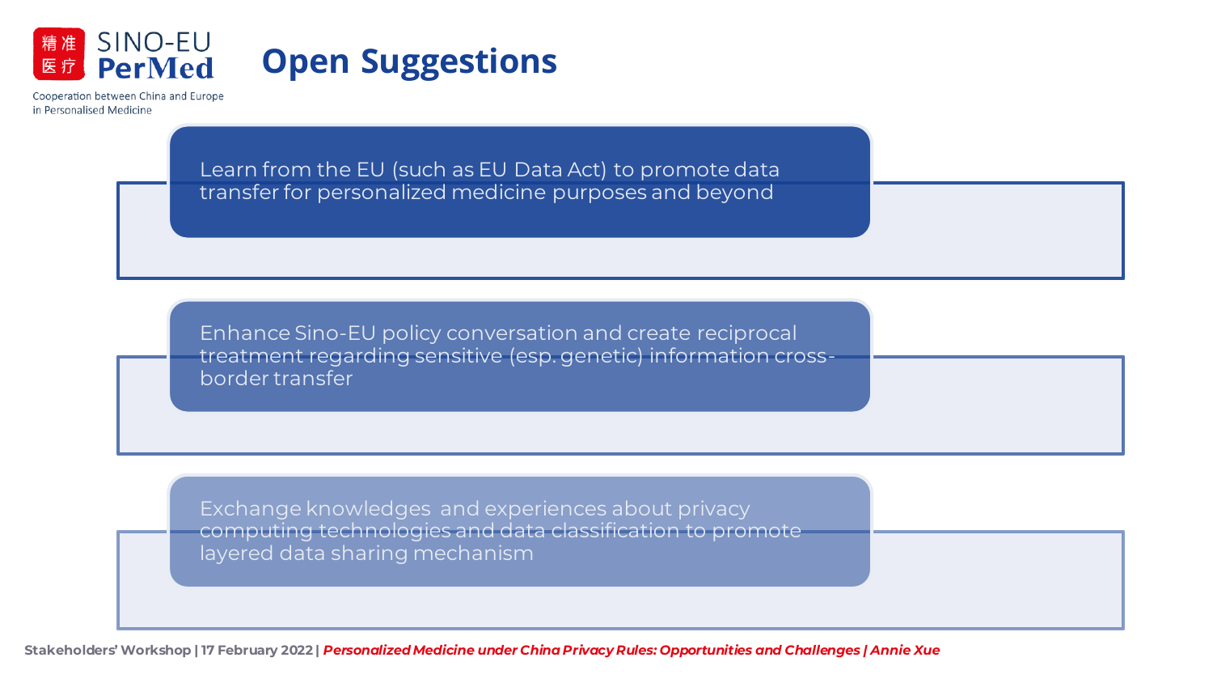# Open Suggestions

- Learn from the EU (such as EU Data Act) to promote data transfer for personalized medicine purposes and beyond
- Enhance Sino-EU policy conversation and create reciprocal treatment regarding sensitive (esp. genetic) information cross-border transfer
- Exchange knowledges and experiences about privacy computing technologies and data classification to promote layered data sharing mechanism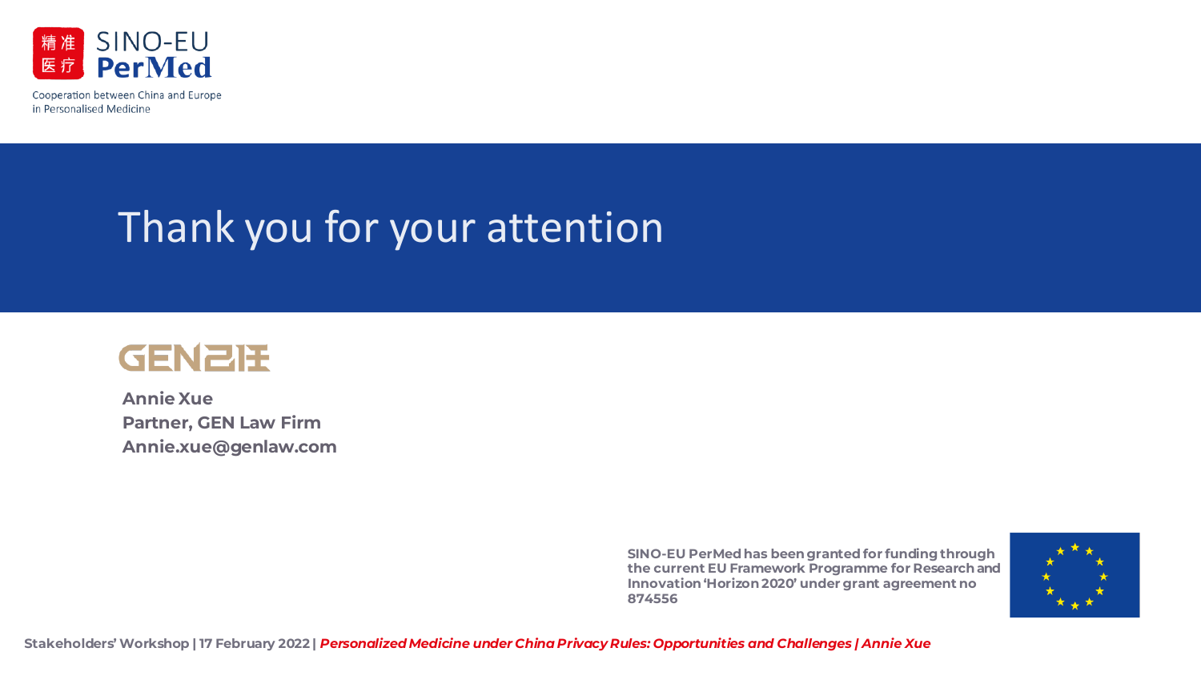SINO-EU PerMed

Cooperation between China and Europe in Personalised Medicine

# Thank you for your attention

**Annie Xue**
**Partner, GEN Law Firm**
**Annie.xue@genlaw.com**

**SINO-EU PerMed has been granted for funding through the current EU Framework Programme for Research and Innovation 'Horizon 2020' under grant agreement no 874556**

**Stakeholders' Workshop | 17 February 2022 |** ***Personalized Medicine under China Privacy Rules: Opportunities and Challenges | Annie Xue***